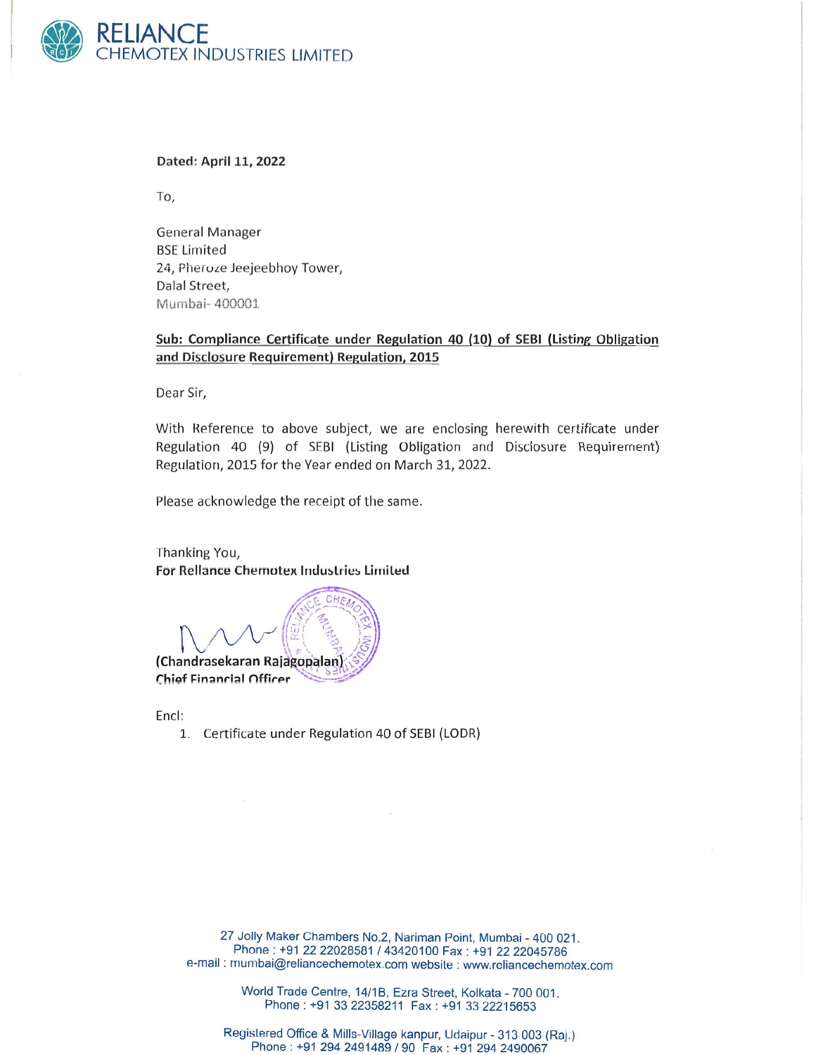# RELIANCE CHEMOTEX INDUSTRIES LIMITED

**Dated: April 11, 2022**

To,

General Manager
BSE Limited
24, Pheroze Jeejeebhoy Tower,
Dalal Street,
Mumbai- 400001

**Sub: Compliance Certificate under Regulation 40 (10) of SEBI (Listing Obligation and Disclosure Requirement) Regulation, 2015**

Dear Sir,

With Reference to above subject, we are enclosing herewith certificate under Regulation 40 (9) of SEBI (Listing Obligation and Disclosure Requirement) Regulation, 2015 for the Year ended on March 31, 2022.

Please acknowledge the receipt of the same.

Thanking You,
**For Reliance Chemotex Industries Limited**

**(Chandrasekaran Rajagopalan)**
**Chief Financial Officer**

Encl:

1. Certificate under Regulation 40 of SEBI (LODR)

27 Jolly Maker Chambers No.2, Nariman Point, Mumbai - 400 021.
Phone : +91 22 22028581 / 43420100 Fax : +91 22 22045786
e-mail : mumbai@reliancechemotex.com website : www.reliancechemotex.com

World Trade Centre, 14/1B, Ezra Street, Kolkata - 700 001.
Phone : +91 33 22358211 Fax : +91 33 22215653

Registered Office & Mills-Village kanpur, Udaipur - 313 003 (Raj.)
Phone : +91 294 2491489 / 90 Fax : +91 294 2490067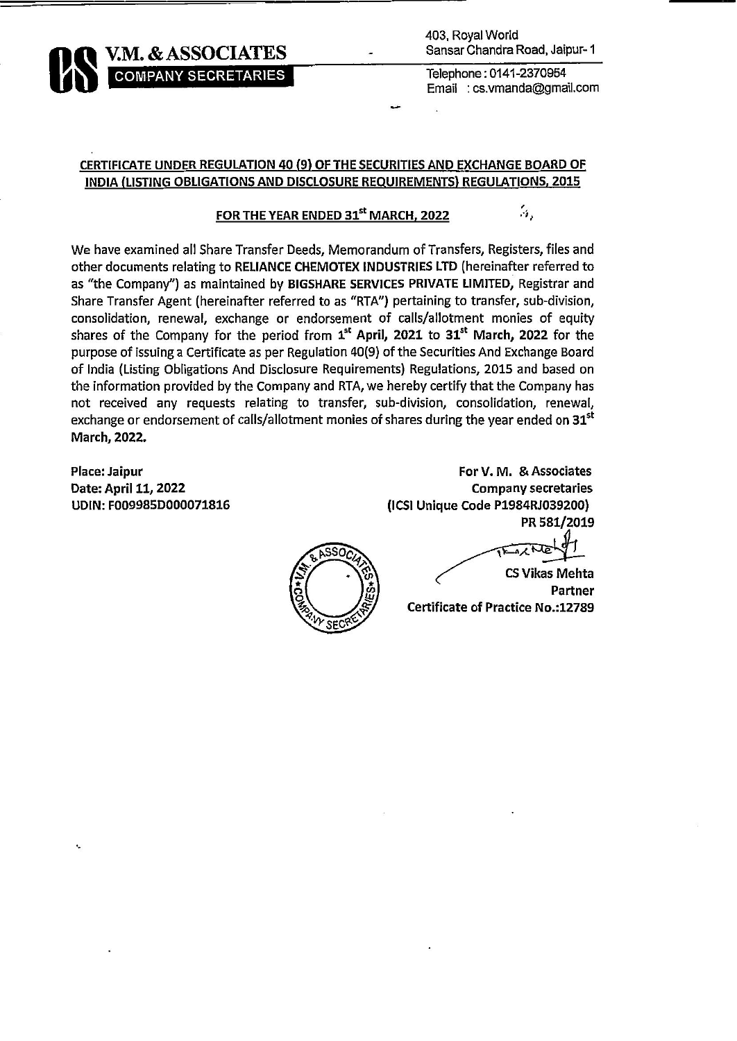**V.M. & ASSOCIATES**
**COMPANY SECRETARIES**

403, Royal World
Sansar Chandra Road, Jaipur- 1

Telephone : 0141-2370954
Email : cs.vmanda@gmail.com

**CERTIFICATE UNDER REGULATION 40 (9) OF THE SECURITIES AND EXCHANGE BOARD OF INDIA (LISTING OBLIGATIONS AND DISCLOSURE REQUIREMENTS) REGULATIONS, 2015**

**FOR THE YEAR ENDED 31st MARCH, 2022**

We have examined all Share Transfer Deeds, Memorandum of Transfers, Registers, files and other documents relating to **RELIANCE CHEMOTEX INDUSTRIES LTD** (hereinafter referred to as "the Company") as maintained by **BIGSHARE SERVICES PRIVATE LIMITED**, Registrar and Share Transfer Agent (hereinafter referred to as "RTA") pertaining to transfer, sub-division, consolidation, renewal, exchange or endorsement of calls/allotment monies of equity shares of the Company for the period from **1st April, 2021** to **31st March, 2022** for the purpose of issuing a Certificate as per Regulation 40(9) of the Securities And Exchange Board of India (Listing Obligations And Disclosure Requirements) Regulations, 2015 and based on the information provided by the Company and RTA, we hereby certify that the Company has not received any requests relating to transfer, sub-division, consolidation, renewal, exchange or endorsement of calls/allotment monies of shares during the year ended on **31st March, 2022.**

**Place: Jaipur**
**Date: April 11, 2022**
**UDIN: F009985D000071816**

**For V. M. & Associates**
**Company secretaries**
**(ICSI Unique Code P1984RJ039200)**
**PR 581/2019**

**CS Vikas Mehta**
**Partner**
**Certificate of Practice No.:12789**